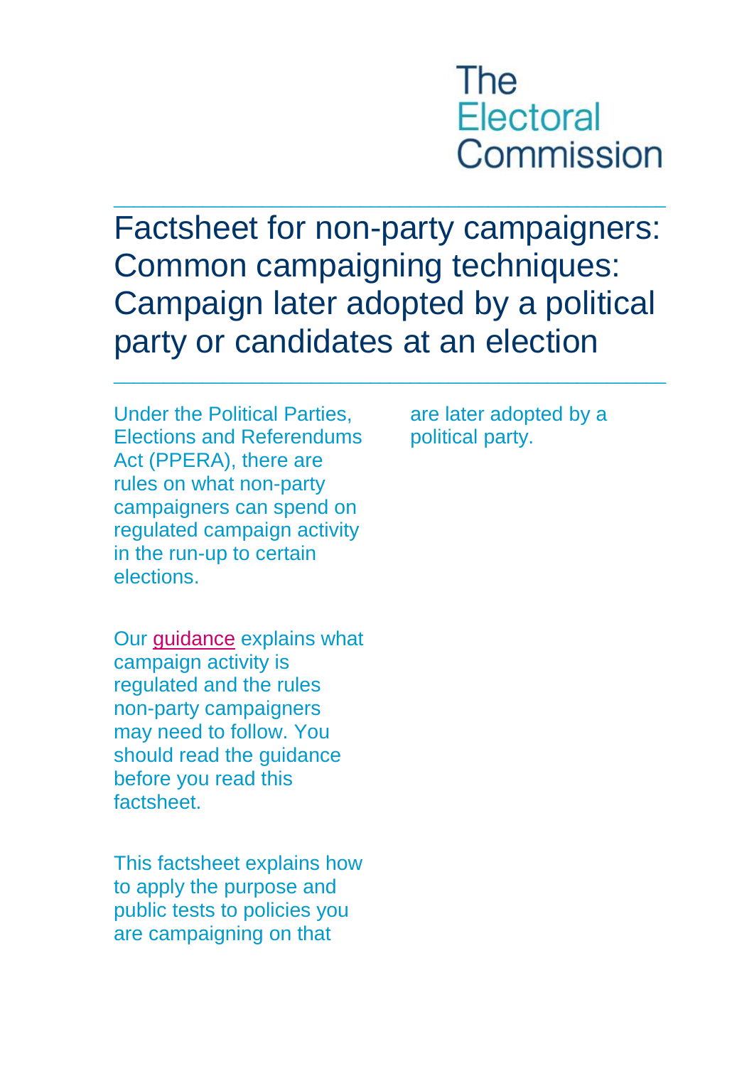The Electoral Commission

# Factsheet for non-party campaigners: Common campaigning techniques: Campaign later adopted by a political party or candidates at an election

Under the Political Parties, Elections and Referendums Act (PPERA), there are rules on what non-party campaigners can spend on regulated campaign activity in the run-up to certain elections.

Our guidance explains what campaign activity is regulated and the rules non-party campaigners may need to follow. You should read the guidance before you read this factsheet.

This factsheet explains how to apply the purpose and public tests to policies you are campaigning on that are later adopted by a political party.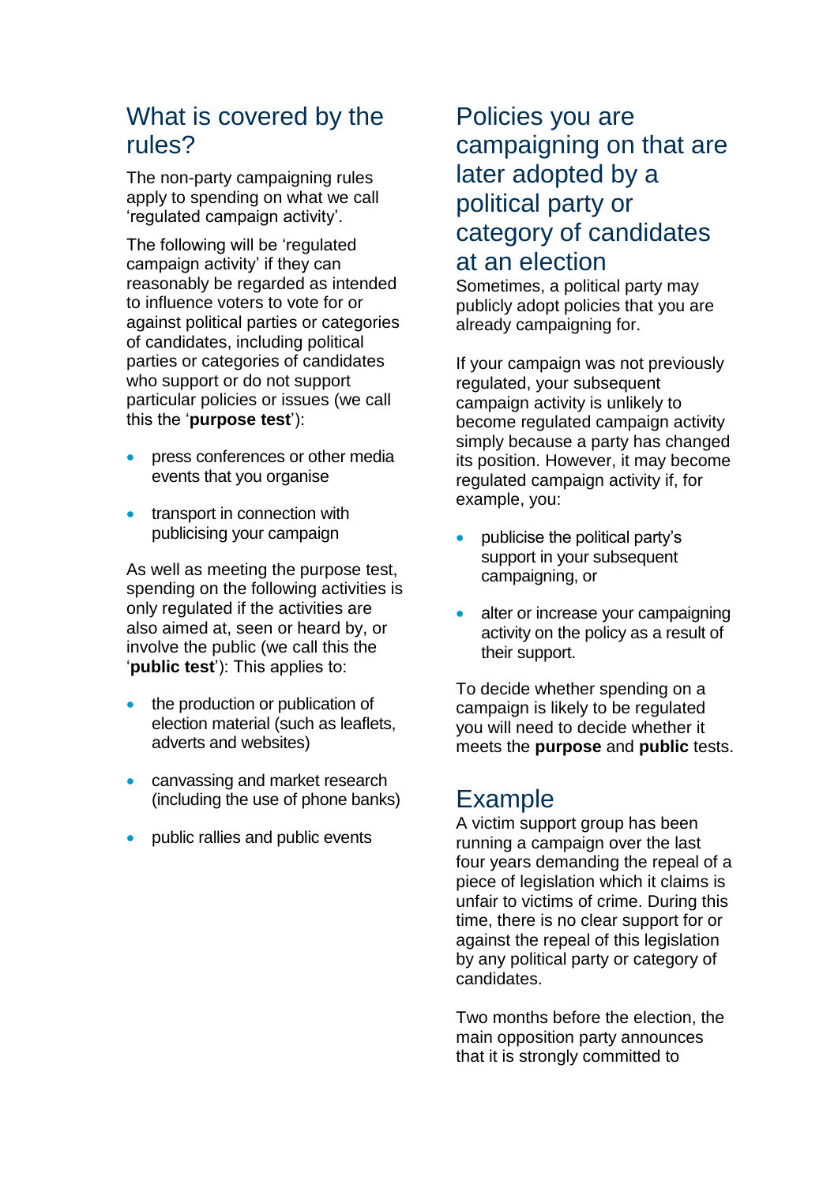## What is covered by the rules?

The non-party campaigning rules apply to spending on what we call 'regulated campaign activity'.

The following will be 'regulated campaign activity' if they can reasonably be regarded as intended to influence voters to vote for or against political parties or categories of candidates, including political parties or categories of candidates who support or do not support particular policies or issues (we call this the '**purpose test**'):

- press conferences or other media events that you organise
- transport in connection with publicising your campaign

As well as meeting the purpose test, spending on the following activities is only regulated if the activities are also aimed at, seen or heard by, or involve the public (we call this the '**public test**'): This applies to:

- the production or publication of election material (such as leaflets, adverts and websites)
- canvassing and market research (including the use of phone banks)
- public rallies and public events

## Policies you are campaigning on that are later adopted by a political party or category of candidates at an election

Sometimes, a political party may publicly adopt policies that you are already campaigning for.

If your campaign was not previously regulated, your subsequent campaign activity is unlikely to become regulated campaign activity simply because a party has changed its position. However, it may become regulated campaign activity if, for example, you:

- publicise the political party's support in your subsequent campaigning, or
- alter or increase your campaigning activity on the policy as a result of their support.

To decide whether spending on a campaign is likely to be regulated you will need to decide whether it meets the **purpose** and **public** tests.

## Example

A victim support group has been running a campaign over the last four years demanding the repeal of a piece of legislation which it claims is unfair to victims of crime. During this time, there is no clear support for or against the repeal of this legislation by any political party or category of candidates.

Two months before the election, the main opposition party announces that it is strongly committed to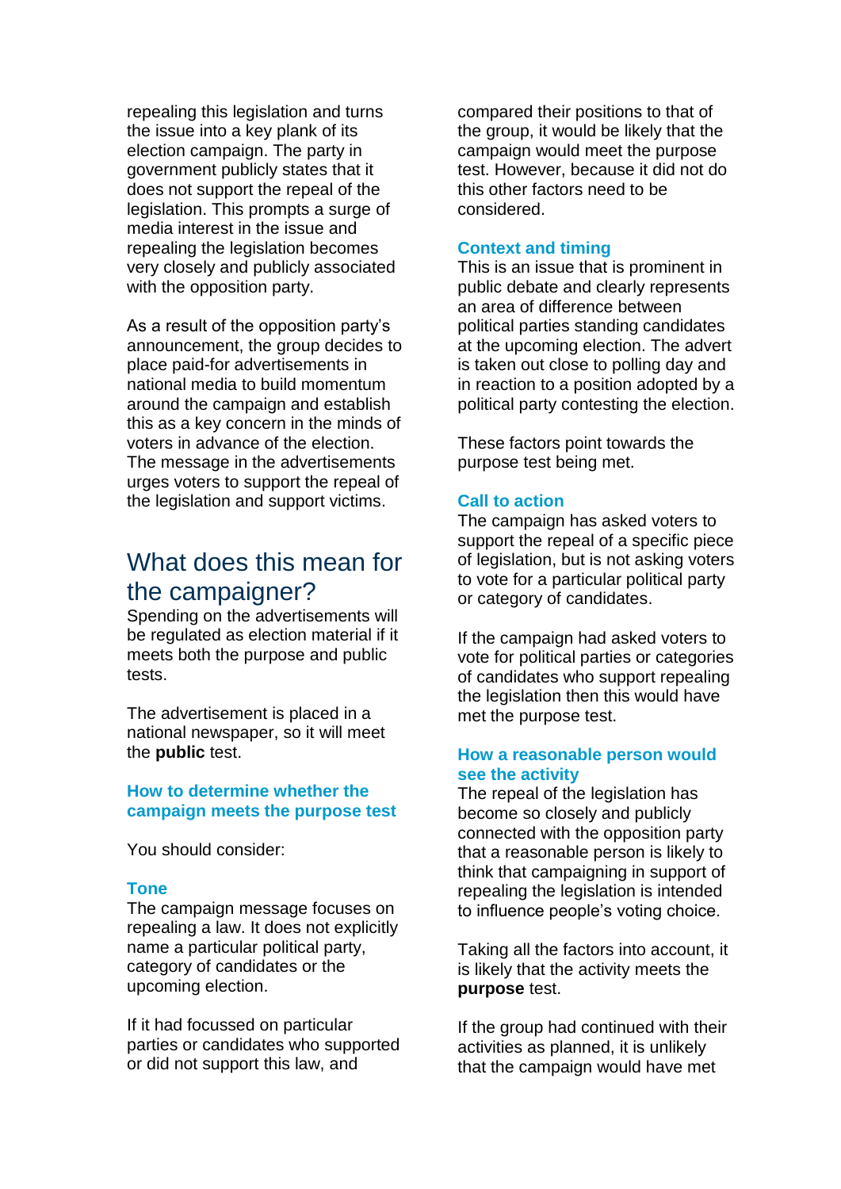repealing this legislation and turns the issue into a key plank of its election campaign. The party in government publicly states that it does not support the repeal of the legislation. This prompts a surge of media interest in the issue and repealing the legislation becomes very closely and publicly associated with the opposition party.

As a result of the opposition party's announcement, the group decides to place paid-for advertisements in national media to build momentum around the campaign and establish this as a key concern in the minds of voters in advance of the election. The message in the advertisements urges voters to support the repeal of the legislation and support victims.

## What does this mean for the campaigner?

Spending on the advertisements will be regulated as election material if it meets both the purpose and public tests.

The advertisement is placed in a national newspaper, so it will meet the **public** test.

### How to determine whether the campaign meets the purpose test

You should consider:

#### Tone

The campaign message focuses on repealing a law. It does not explicitly name a particular political party, category of candidates or the upcoming election.

If it had focussed on particular parties or candidates who supported or did not support this law, and compared their positions to that of the group, it would be likely that the campaign would meet the purpose test. However, because it did not do this other factors need to be considered.

#### Context and timing

This is an issue that is prominent in public debate and clearly represents an area of difference between political parties standing candidates at the upcoming election. The advert is taken out close to polling day and in reaction to a position adopted by a political party contesting the election.

These factors point towards the purpose test being met.

#### Call to action

The campaign has asked voters to support the repeal of a specific piece of legislation, but is not asking voters to vote for a particular political party or category of candidates.

If the campaign had asked voters to vote for political parties or categories of candidates who support repealing the legislation then this would have met the purpose test.

#### How a reasonable person would see the activity

The repeal of the legislation has become so closely and publicly connected with the opposition party that a reasonable person is likely to think that campaigning in support of repealing the legislation is intended to influence people's voting choice.

Taking all the factors into account, it is likely that the activity meets the **purpose** test.

If the group had continued with their activities as planned, it is unlikely that the campaign would have met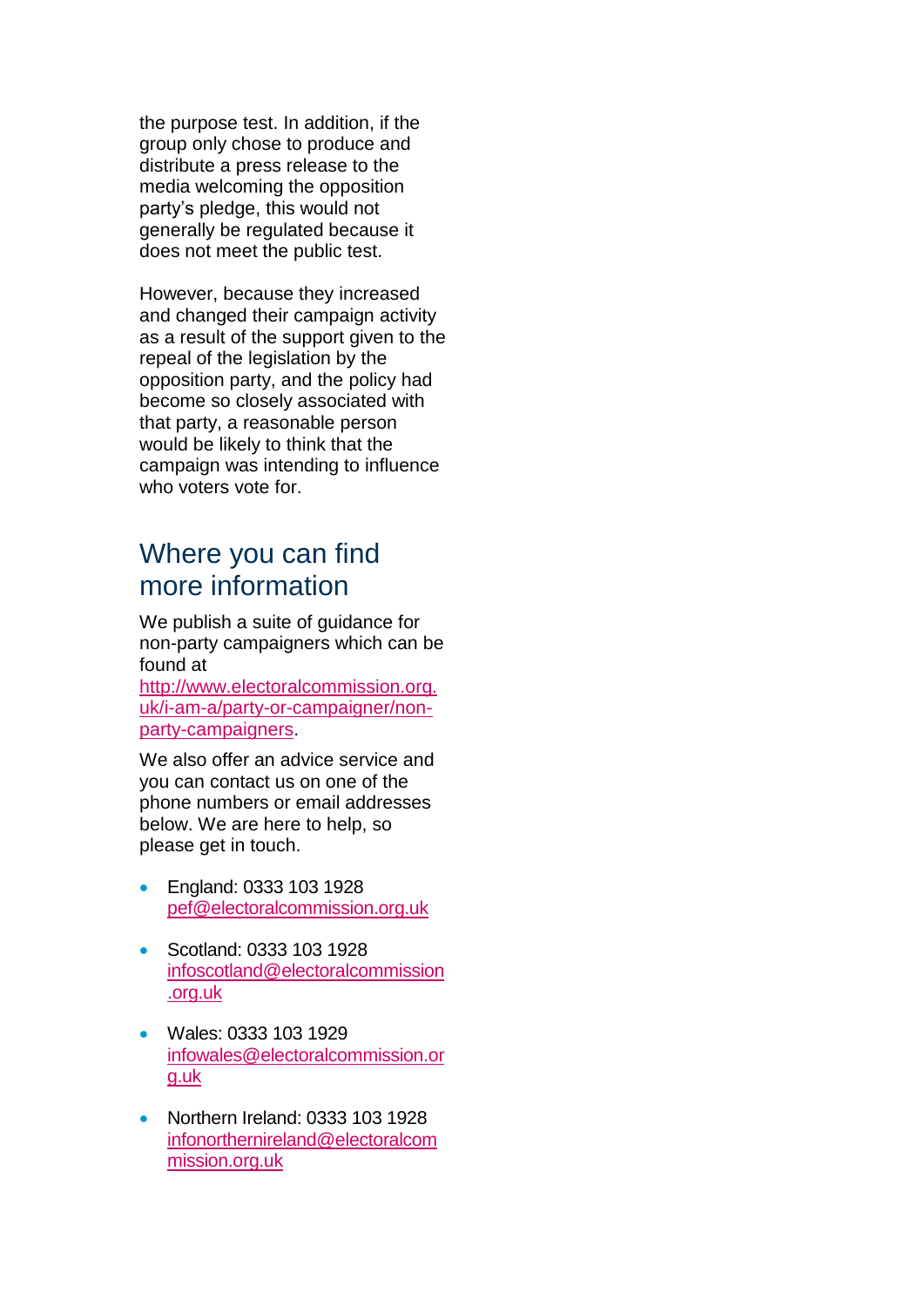the purpose test. In addition, if the group only chose to produce and distribute a press release to the media welcoming the opposition party's pledge, this would not generally be regulated because it does not meet the public test.

However, because they increased and changed their campaign activity as a result of the support given to the repeal of the legislation by the opposition party, and the policy had become so closely associated with that party, a reasonable person would be likely to think that the campaign was intending to influence who voters vote for.

## Where you can find more information

We publish a suite of guidance for non-party campaigners which can be found at [http://www.electoralcommission.org.uk/i-am-a/party-or-campaigner/non-party-campaigners](http://www.electoralcommission.org.uk/i-am-a/party-or-campaigner/non-party-campaigners).

We also offer an advice service and you can contact us on one of the phone numbers or email addresses below. We are here to help, so please get in touch.

- England: 0333 103 1928 [pef@electoralcommission.org.uk](mailto:pef@electoralcommission.org.uk)
- Scotland: 0333 103 1928 [infoscotland@electoralcommission.org.uk](mailto:infoscotland@electoralcommission.org.uk)
- Wales: 0333 103 1929 [infowales@electoralcommission.org.uk](mailto:infowales@electoralcommission.org.uk)
- Northern Ireland: 0333 103 1928 [infonorthernireland@electoralcommission.org.uk](mailto:infonorthernireland@electoralcommission.org.uk)